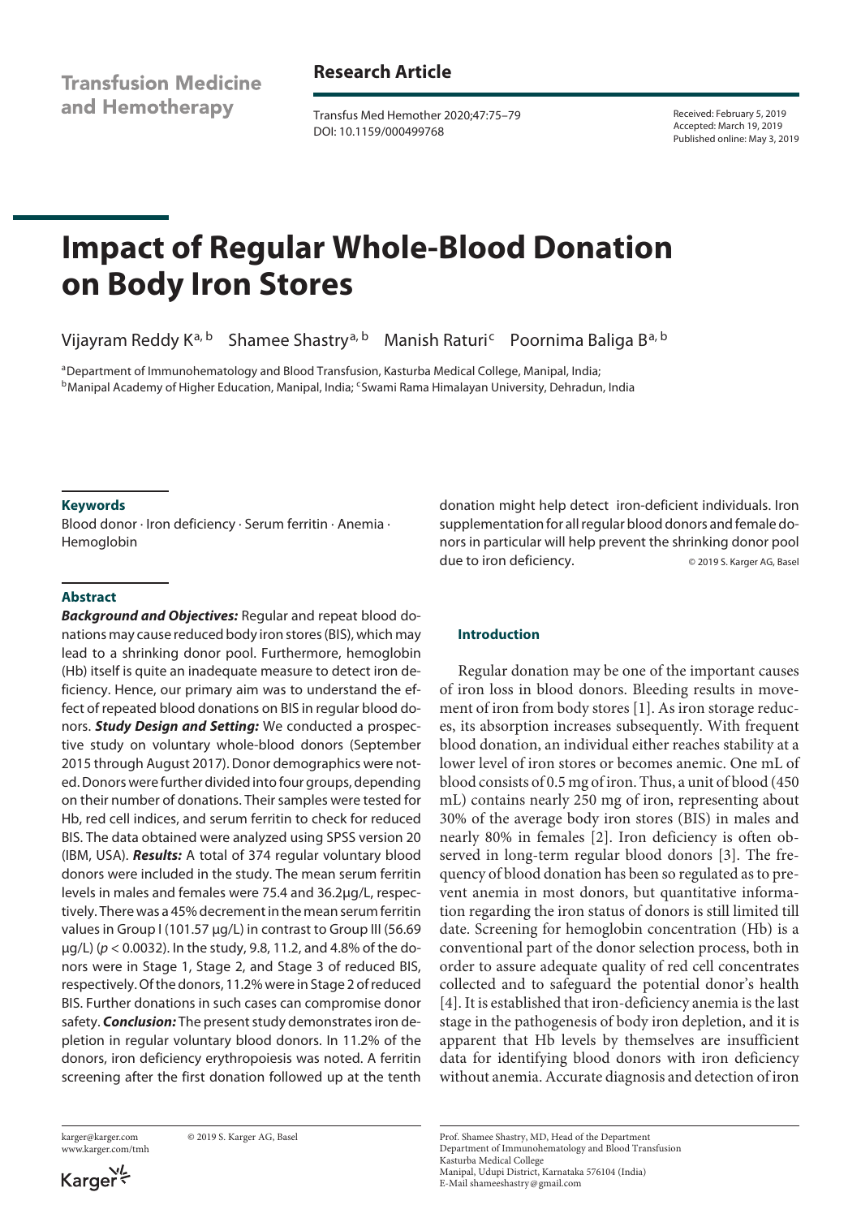Research Article

# Impact of Regular Whole-Blood Donation on Body Iron Stores

Vijayram Reddy K[a, b] Shamee Shastry[a, b] Manish Raturi[c] Poornima Baliga B[a, b]

[a]Department of Immunohematology and Blood Transfusion, Kasturba Medical College, Manipal, India; [b]Manipal Academy of Higher Education, Manipal, India; [c]Swami Rama Himalayan University, Dehradun, India

Received: February 5, 2019
Accepted: March 19, 2019
Published online: May 3, 2019

### Keywords

Blood donor · Iron deficiency · Serum ferritin · Anemia · Hemoglobin

### Abstract

***Background and Objectives:*** Regular and repeat blood donations may cause reduced body iron stores (BIS), which may lead to a shrinking donor pool. Furthermore, hemoglobin (Hb) itself is quite an inadequate measure to detect iron deficiency. Hence, our primary aim was to understand the effect of repeated blood donations on BIS in regular blood donors. ***Study Design and Setting:*** We conducted a prospective study on voluntary whole-blood donors (September 2015 through August 2017). Donor demographics were noted. Donors were further divided into four groups, depending on their number of donations. Their samples were tested for Hb, red cell indices, and serum ferritin to check for reduced BIS. The data obtained were analyzed using SPSS version 20 (IBM, USA). ***Results:*** A total of 374 regular voluntary blood donors were included in the study. The mean serum ferritin levels in males and females were 75.4 and 36.2μg/L, respectively. There was a 45% decrement in the mean serum ferritin values in Group I (101.57 μg/L) in contrast to Group III (56.69 μg/L) ($p < 0.0032$). In the study, 9.8, 11.2, and 4.8% of the donors were in Stage 1, Stage 2, and Stage 3 of reduced BIS, respectively. Of the donors, 11.2% were in Stage 2 of reduced BIS. Further donations in such cases can compromise donor safety. ***Conclusion:*** The present study demonstrates iron depletion in regular voluntary blood donors. In 11.2% of the donors, iron deficiency erythropoiesis was noted. A ferritin screening after the first donation followed up at the tenth donation might help detect iron-deficient individuals. Iron supplementation for all regular blood donors and female donors in particular will help prevent the shrinking donor pool due to iron deficiency.

© 2019 S. Karger AG, Basel

### Introduction

Regular donation may be one of the important causes of iron loss in blood donors. Bleeding results in movement of iron from body stores [1]. As iron storage reduces, its absorption increases subsequently. With frequent blood donation, an individual either reaches stability at a lower level of iron stores or becomes anemic. One mL of blood consists of 0.5 mg of iron. Thus, a unit of blood (450 mL) contains nearly 250 mg of iron, representing about 30% of the average body iron stores (BIS) in males and nearly 80% in females [2]. Iron deficiency is often observed in long-term regular blood donors [3]. The frequency of blood donation has been so regulated as to prevent anemia in most donors, but quantitative information regarding the iron status of donors is still limited till date. Screening for hemoglobin concentration (Hb) is a conventional part of the donor selection process, both in order to assure adequate quality of red cell concentrates collected and to safeguard the potential donor's health [4]. It is established that iron-deficiency anemia is the last stage in the pathogenesis of body iron depletion, and it is apparent that Hb levels by themselves are insufficient data for identifying blood donors with iron deficiency without anemia. Accurate diagnosis and detection of iron

Prof. Shamee Shastry, MD, Head of the Department
Department of Immunohematology and Blood Transfusion
Kasturba Medical College
Manipal, Udupi District, Karnataka 576104 (India)
E-Mail shameeshastry@gmail.com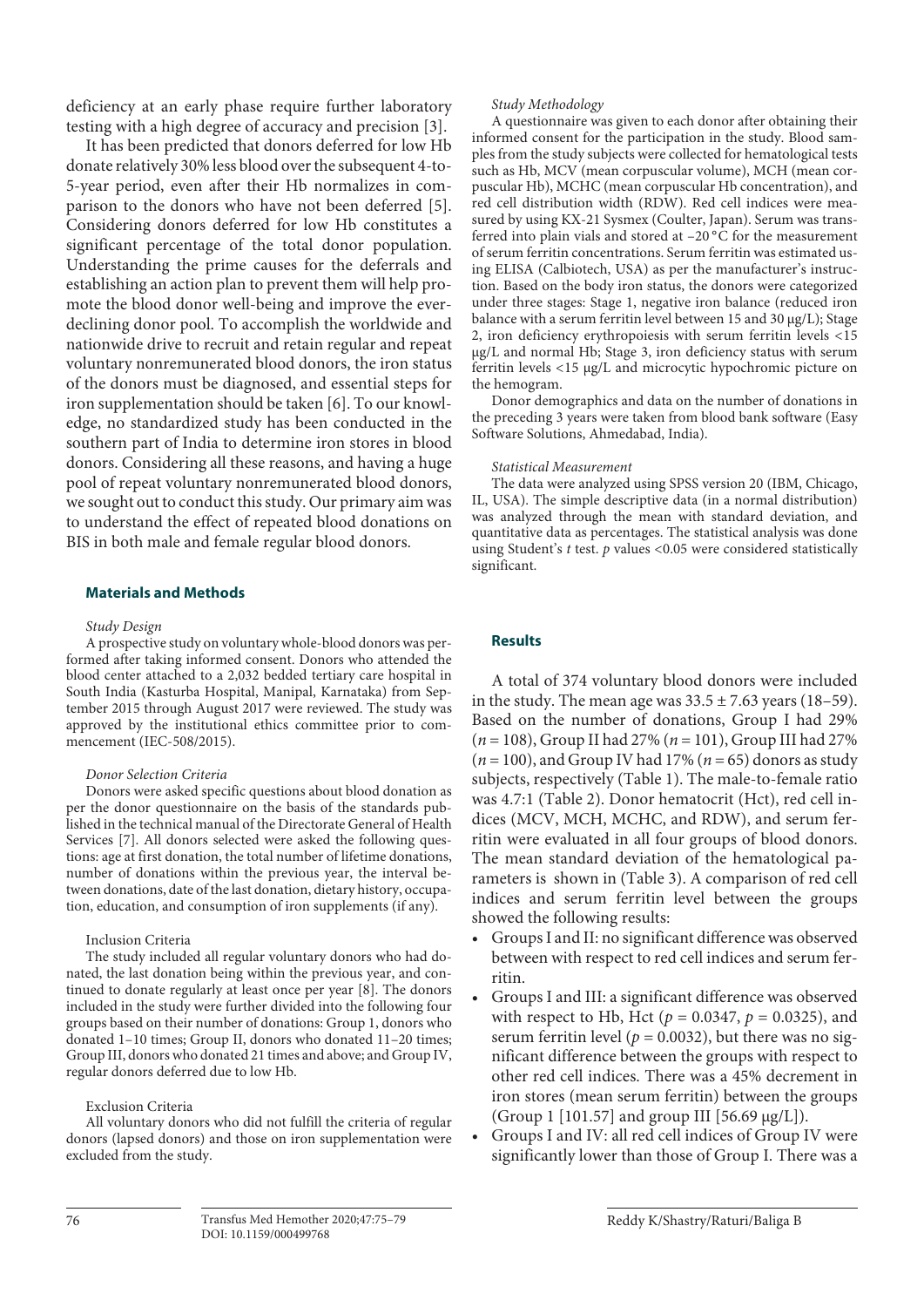deficiency at an early phase require further laboratory testing with a high degree of accuracy and precision [3].

It has been predicted that donors deferred for low Hb donate relatively 30% less blood over the subsequent 4-to-5-year period, even after their Hb normalizes in comparison to the donors who have not been deferred [5]. Considering donors deferred for low Hb constitutes a significant percentage of the total donor population. Understanding the prime causes for the deferrals and establishing an action plan to prevent them will help promote the blood donor well-being and improve the ever-declining donor pool. To accomplish the worldwide and nationwide drive to recruit and retain regular and repeat voluntary nonremunerated blood donors, the iron status of the donors must be diagnosed, and essential steps for iron supplementation should be taken [6]. To our knowledge, no standardized study has been conducted in the southern part of India to determine iron stores in blood donors. Considering all these reasons, and having a huge pool of repeat voluntary nonremunerated blood donors, we sought out to conduct this study. Our primary aim was to understand the effect of repeated blood donations on BIS in both male and female regular blood donors.

## Materials and Methods

*Study Design*

A prospective study on voluntary whole-blood donors was performed after taking informed consent. Donors who attended the blood center attached to a 2,032 bedded tertiary care hospital in South India (Kasturba Hospital, Manipal, Karnataka) from September 2015 through August 2017 were reviewed. The study was approved by the institutional ethics committee prior to commencement (IEC-508/2015).

*Donor Selection Criteria*

Donors were asked specific questions about blood donation as per the donor questionnaire on the basis of the standards published in the technical manual of the Directorate General of Health Services [7]. All donors selected were asked the following questions: age at first donation, the total number of lifetime donations, number of donations within the previous year, the interval between donations, date of the last donation, dietary history, occupation, education, and consumption of iron supplements (if any).

Inclusion Criteria

The study included all regular voluntary donors who had donated, the last donation being within the previous year, and continued to donate regularly at least once per year [8]. The donors included in the study were further divided into the following four groups based on their number of donations: Group 1, donors who donated 1–10 times; Group II, donors who donated 11–20 times; Group III, donors who donated 21 times and above; and Group IV, regular donors deferred due to low Hb.

Exclusion Criteria

All voluntary donors who did not fulfill the criteria of regular donors (lapsed donors) and those on iron supplementation were excluded from the study.

*Study Methodology*

A questionnaire was given to each donor after obtaining their informed consent for the participation in the study. Blood samples from the study subjects were collected for hematological tests such as Hb, MCV (mean corpuscular volume), MCH (mean corpuscular Hb), MCHC (mean corpuscular Hb concentration), and red cell distribution width (RDW). Red cell indices were measured by using KX-21 Sysmex (Coulter, Japan). Serum was transferred into plain vials and stored at –20 °C for the measurement of serum ferritin concentrations. Serum ferritin was estimated using ELISA (Calbiotech, USA) as per the manufacturer's instruction. Based on the body iron status, the donors were categorized under three stages: Stage 1, negative iron balance (reduced iron balance with a serum ferritin level between 15 and 30 μg/L); Stage 2, iron deficiency erythropoiesis with serum ferritin levels <15 μg/L and normal Hb; Stage 3, iron deficiency status with serum ferritin levels <15 μg/L and microcytic hypochromic picture on the hemogram.

Donor demographics and data on the number of donations in the preceding 3 years were taken from blood bank software (Easy Software Solutions, Ahmedabad, India).

*Statistical Measurement*

The data were analyzed using SPSS version 20 (IBM, Chicago, IL, USA). The simple descriptive data (in a normal distribution) was analyzed through the mean with standard deviation, and quantitative data as percentages. The statistical analysis was done using Student's $t$ test. $p$ values <0.05 were considered statistically significant.

## Results

A total of 374 voluntary blood donors were included in the study. The mean age was 33.5 ± 7.63 years (18–59). Based on the number of donations, Group I had 29% ($n = 108$), Group II had 27% ($n = 101$), Group III had 27% ($n = 100$), and Group IV had 17% ($n = 65$) donors as study subjects, respectively (Table 1). The male-to-female ratio was 4.7:1 (Table 2). Donor hematocrit (Hct), red cell indices (MCV, MCH, MCHC, and RDW), and serum ferritin were evaluated in all four groups of blood donors. The mean standard deviation of the hematological parameters is shown in (Table 3). A comparison of red cell indices and serum ferritin level between the groups showed the following results:

- Groups I and II: no significant difference was observed between with respect to red cell indices and serum ferritin.
- Groups I and III: a significant difference was observed with respect to Hb, Hct ($p = 0.0347$, $p = 0.0325$), and serum ferritin level ($p = 0.0032$), but there was no significant difference between the groups with respect to other red cell indices. There was a 45% decrement in iron stores (mean serum ferritin) between the groups (Group 1 [101.57] and group III [56.69 μg/L]).
- Groups I and IV: all red cell indices of Group IV were significantly lower than those of Group I. There was a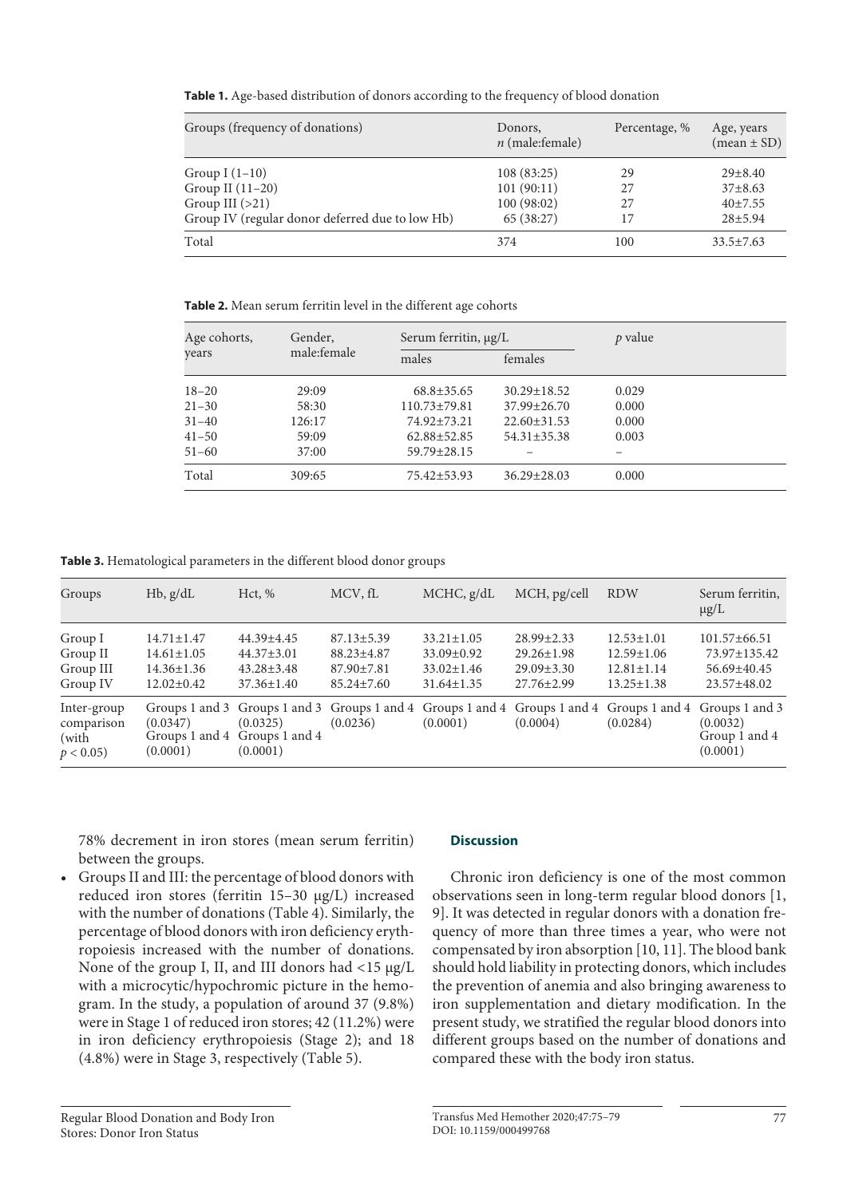**Table 1.** Age-based distribution of donors according to the frequency of blood donation

| Groups (frequency of donations) | Donors, *n* (male:female) | Percentage, % | Age, years (mean ± SD) |
|---|---|---|---|
| Group I (1–10) | 108 (83:25) | 29 | 29±8.40 |
| Group II (11–20) | 101 (90:11) | 27 | 37±8.63 |
| Group III (>21) | 100 (98:02) | 27 | 40±7.55 |
| Group IV (regular donor deferred due to low Hb) | 65 (38:27) | 17 | 28±5.94 |
| Total | 374 | 100 | 33.5±7.63 |

**Table 2.** Mean serum ferritin level in the different age cohorts

| Age cohorts, years | Gender, male:female | Serum ferritin, μg/L | | *p* value |
|---|---|---|---|---|
| | | males | females | |
| 18–20 | 29:09 | 68.8±35.65 | 30.29±18.52 | 0.029 |
| 21–30 | 58:30 | 110.73±79.81 | 37.99±26.70 | 0.000 |
| 31–40 | 126:17 | 74.92±73.21 | 22.60±31.53 | 0.000 |
| 41–50 | 59:09 | 62.88±52.85 | 54.31±35.38 | 0.003 |
| 51–60 | 37:00 | 59.79±28.15 | – | – |
| Total | 309:65 | 75.42±53.93 | 36.29±28.03 | 0.000 |

**Table 3.** Hematological parameters in the different blood donor groups

| Groups | Hb, g/dL | Hct, % | MCV, fL | MCHC, g/dL | MCH, pg/cell | RDW | Serum ferritin, μg/L |
|---|---|---|---|---|---|---|---|
| Group I | 14.71±1.47 | 44.39±4.45 | 87.13±5.39 | 33.21±1.05 | 28.99±2.33 | 12.53±1.01 | 101.57±66.51 |
| Group II | 14.61±1.05 | 44.37±3.01 | 88.23±4.87 | 33.09±0.92 | 29.26±1.98 | 12.59±1.06 | 73.97±135.42 |
| Group III | 14.36±1.36 | 43.28±3.48 | 87.90±7.81 | 33.02±1.46 | 29.09±3.30 | 12.81±1.14 | 56.69±40.45 |
| Group IV | 12.02±0.42 | 37.36±1.40 | 85.24±7.60 | 31.64±1.35 | 27.76±2.99 | 13.25±1.38 | 23.57±48.02 |
| Inter-group comparison (with $p < 0.05$) | Groups 1 and 3 (0.0347) Groups 1 and 4 (0.0001) | Groups 1 and 3 (0.0325) Groups 1 and 4 (0.0001) | Groups 1 and 4 (0.0236) | Groups 1 and 4 (0.0001) | Groups 1 and 4 (0.0004) | Groups 1 and 4 (0.0284) | Groups 1 and 3 (0.0032) Group 1 and 4 (0.0001) |

78% decrement in iron stores (mean serum ferritin) between the groups.

- Groups II and III: the percentage of blood donors with reduced iron stores (ferritin 15–30 μg/L) increased with the number of donations (Table 4). Similarly, the percentage of blood donors with iron deficiency erythropoiesis increased with the number of donations. None of the group I, II, and III donors had <15 μg/L with a microcytic/hypochromic picture in the hemogram. In the study, a population of around 37 (9.8%) were in Stage 1 of reduced iron stores; 42 (11.2%) were in iron deficiency erythropoiesis (Stage 2); and 18 (4.8%) were in Stage 3, respectively (Table 5).

## Discussion

Chronic iron deficiency is one of the most common observations seen in long-term regular blood donors [1, 9]. It was detected in regular donors with a donation frequency of more than three times a year, who were not compensated by iron absorption [10, 11]. The blood bank should hold liability in protecting donors, which includes the prevention of anemia and also bringing awareness to iron supplementation and dietary modification. In the present study, we stratified the regular blood donors into different groups based on the number of donations and compared these with the body iron status.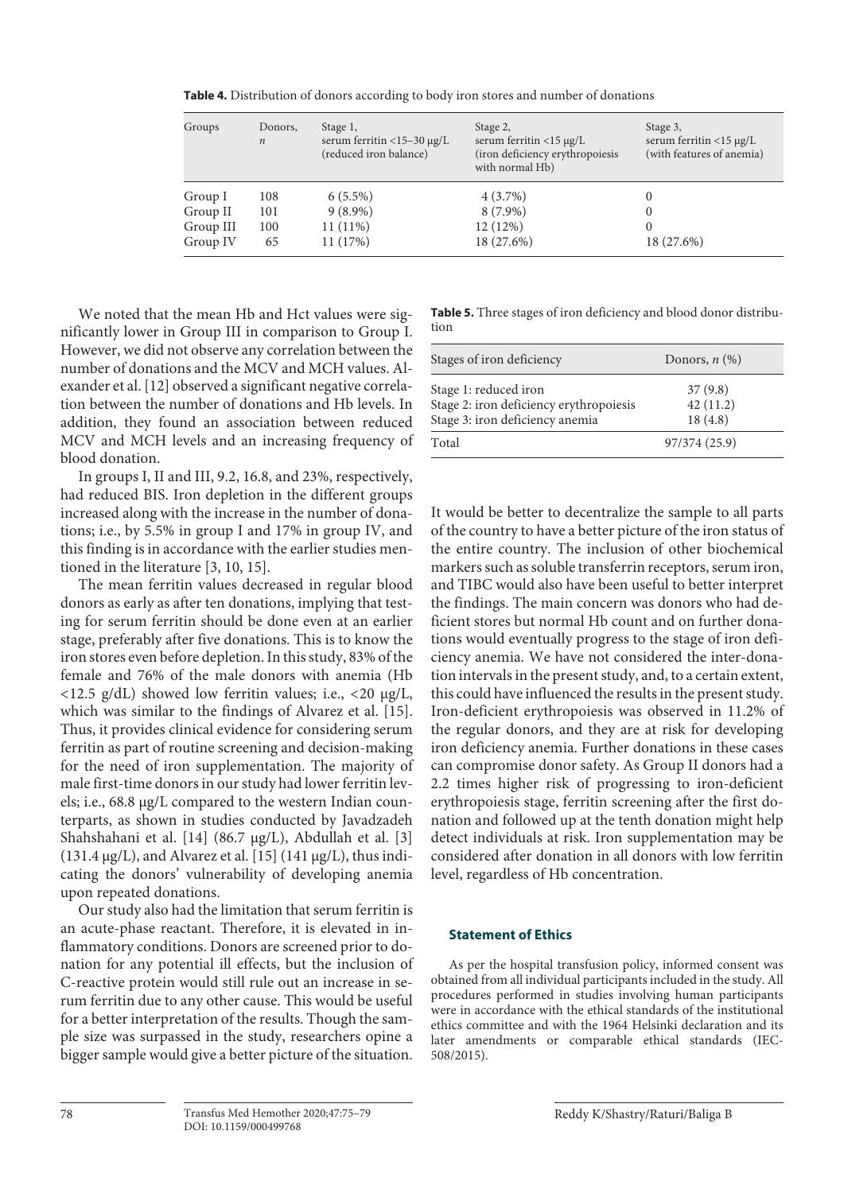**Table 4.** Distribution of donors according to body iron stores and number of donations

| Groups | Donors, *n* | Stage 1, serum ferritin <15–30 μg/L (reduced iron balance) | Stage 2, serum ferritin <15 μg/L (iron deficiency erythropoiesis with normal Hb) | Stage 3, serum ferritin <15 μg/L (with features of anemia) |
|---|---|---|---|---|
| Group I | 108 | 6 (5.5%) | 4 (3.7%) | 0 |
| Group II | 101 | 9 (8.9%) | 8 (7.9%) | 0 |
| Group III | 100 | 11 (11%) | 12 (12%) | 0 |
| Group IV | 65 | 11 (17%) | 18 (27.6%) | 18 (27.6%) |

We noted that the mean Hb and Hct values were significantly lower in Group III in comparison to Group I. However, we did not observe any correlation between the number of donations and the MCV and MCH values. Alexander et al. [12] observed a significant negative correlation between the number of donations and Hb levels. In addition, they found an association between reduced MCV and MCH levels and an increasing frequency of blood donation.

In groups I, II and III, 9.2, 16.8, and 23%, respectively, had reduced BIS. Iron depletion in the different groups increased along with the increase in the number of donations; i.e., by 5.5% in group I and 17% in group IV, and this finding is in accordance with the earlier studies mentioned in the literature [3, 10, 15].

The mean ferritin values decreased in regular blood donors as early as after ten donations, implying that testing for serum ferritin should be done even at an earlier stage, preferably after five donations. This is to know the iron stores even before depletion. In this study, 83% of the female and 76% of the male donors with anemia (Hb <12.5 g/dL) showed low ferritin values; i.e., <20 μg/L, which was similar to the findings of Alvarez et al. [15]. Thus, it provides clinical evidence for considering serum ferritin as part of routine screening and decision-making for the need of iron supplementation. The majority of male first-time donors in our study had lower ferritin levels; i.e., 68.8 μg/L compared to the western Indian counterparts, as shown in studies conducted by Javadzadeh Shahshahani et al. [14] (86.7 μg/L), Abdullah et al. [3] (131.4 μg/L), and Alvarez et al. [15] (141 μg/L), thus indicating the donors' vulnerability of developing anemia upon repeated donations.

Our study also had the limitation that serum ferritin is an acute-phase reactant. Therefore, it is elevated in inflammatory conditions. Donors are screened prior to donation for any potential ill effects, but the inclusion of C-reactive protein would still rule out an increase in serum ferritin due to any other cause. This would be useful for a better interpretation of the results. Though the sample size was surpassed in the study, researchers opine a bigger sample would give a better picture of the situation.

**Table 5.** Three stages of iron deficiency and blood donor distribution

| Stages of iron deficiency | Donors, *n* (%) |
|---|---|
| Stage 1: reduced iron | 37 (9.8) |
| Stage 2: iron deficiency erythropoiesis | 42 (11.2) |
| Stage 3: iron deficiency anemia | 18 (4.8) |
| Total | 97/374 (25.9) |

It would be better to decentralize the sample to all parts of the country to have a better picture of the iron status of the entire country. The inclusion of other biochemical markers such as soluble transferrin receptors, serum iron, and TIBC would also have been useful to better interpret the findings. The main concern was donors who had deficient stores but normal Hb count and on further donations would eventually progress to the stage of iron deficiency anemia. We have not considered the inter-donation intervals in the present study, and, to a certain extent, this could have influenced the results in the present study. Iron-deficient erythropoiesis was observed in 11.2% of the regular donors, and they are at risk for developing iron deficiency anemia. Further donations in these cases can compromise donor safety. As Group II donors had a 2.2 times higher risk of progressing to iron-deficient erythropoiesis stage, ferritin screening after the first donation and followed up at the tenth donation might help detect individuals at risk. Iron supplementation may be considered after donation in all donors with low ferritin level, regardless of Hb concentration.

## Statement of Ethics

As per the hospital transfusion policy, informed consent was obtained from all individual participants included in the study. All procedures performed in studies involving human participants were in accordance with the ethical standards of the institutional ethics committee and with the 1964 Helsinki declaration and its later amendments or comparable ethical standards (IEC-508/2015).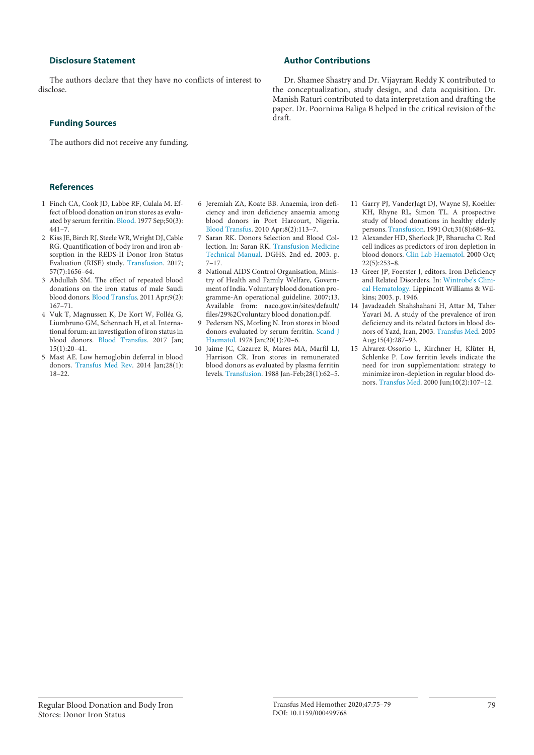## Disclosure Statement

The authors declare that they have no conflicts of interest to disclose.

## Funding Sources

The authors did not receive any funding.

## Author Contributions

Dr. Shamee Shastry and Dr. Vijayram Reddy K contributed to the conceptualization, study design, and data acquisition. Dr. Manish Raturi contributed to data interpretation and drafting the paper. Dr. Poornima Baliga B helped in the critical revision of the draft.

## References

1. Finch CA, Cook JD, Labbe RF, Culala M. Effect of blood donation on iron stores as evaluated by serum ferritin. Blood. 1977 Sep;50(3):441–7.
2. Kiss JE, Birch RJ, Steele WR, Wright DJ, Cable RG. Quantification of body iron and iron absorption in the REDS-II Donor Iron Status Evaluation (RISE) study. Transfusion. 2017;57(7):1656–64.
3. Abdullah SM. The effect of repeated blood donations on the iron status of male Saudi blood donors. Blood Transfus. 2011 Apr;9(2):167–71.
4. Vuk T, Magnussen K, De Kort W, Folléa G, Liumbruno GM, Schennach H, et al. International forum: an investigation of iron status in blood donors. Blood Transfus. 2017 Jan;15(1):20–41.
5. Mast AE. Low hemoglobin deferral in blood donors. Transfus Med Rev. 2014 Jan;28(1):18–22.
6. Jeremiah ZA, Koate BB. Anaemia, iron deficiency and iron deficiency anaemia among blood donors in Port Harcourt, Nigeria. Blood Transfus. 2010 Apr;8(2):113–7.
7. Saran RK. Donors Selection and Blood Collection. In: Saran RK. Transfusion Medicine Technical Manual. DGHS. 2nd ed. 2003. p. 7–17.
8. National AIDS Control Organisation, Ministry of Health and Family Welfare, Government of India. Voluntary blood donation programme-An operational guideline. 2007;13. Available from: naco.gov.in/sites/default/files/29%2Cvoluntary blood donation.pdf.
9. Pedersen NS, Morling N. Iron stores in blood donors evaluated by serum ferritin. Scand J Haematol. 1978 Jan;20(1):70–6.
10. Jaime JC, Cazarez R, Mares MA, Marfil LJ, Harrison CR. Iron stores in remunerated blood donors as evaluated by plasma ferritin levels. Transfusion. 1988 Jan-Feb;28(1):62–5.
11. Garry PJ, VanderJagt DJ, Wayne SJ, Koehler KH, Rhyne RL, Simon TL. A prospective study of blood donations in healthy elderly persons. Transfusion. 1991 Oct;31(8):686–92.
12. Alexander HD, Sherlock JP, Bharucha C. Red cell indices as predictors of iron depletion in blood donors. Clin Lab Haematol. 2000 Oct;22(5):253–8.
13. Greer JP, Foerster J, editors. Iron Deficiency and Related Disorders. In: Wintrobe's Clinical Hematology. Lippincott Williams & Wilkins; 2003. p. 1946.
14. Javadzadeh Shahshahani H, Attar M, Taher Yavari M. A study of the prevalence of iron deficiency and its related factors in blood donors of Yazd, Iran, 2003. Transfus Med. 2005 Aug;15(4):287–93.
15. Alvarez-Ossorio L, Kirchner H, Klüter H, Schlenke P. Low ferritin levels indicate the need for iron supplementation: strategy to minimize iron-depletion in regular blood donors. Transfus Med. 2000 Jun;10(2):107–12.